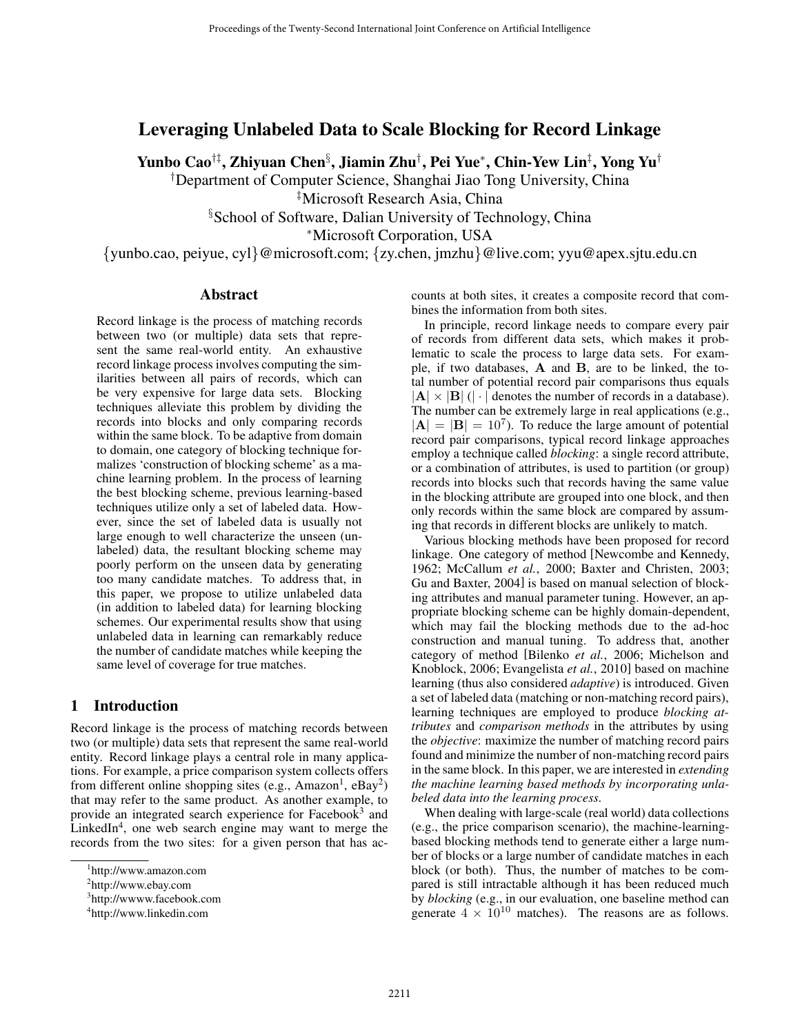# Leveraging Unlabeled Data to Scale Blocking for Record Linkage

**Yunbo Cao[†‡], Zhiyuan Chen[§], Jiamin Zhu[†], Pei Yue[*], Chin-Yew Lin[‡], Yong Yu[†]**

[†]Department of Computer Science, Shanghai Jiao Tong University, China

[‡]Microsoft Research Asia, China

[§]School of Software, Dalian University of Technology, China

[*]Microsoft Corporation, USA

{yunbo.cao, peiyue, cyl}@microsoft.com; {zy.chen, jmzhu}@live.com; yyu@apex.sjtu.edu.cn

## Abstract

Record linkage is the process of matching records between two (or multiple) data sets that represent the same real-world entity. An exhaustive record linkage process involves computing the similarities between all pairs of records, which can be very expensive for large data sets. Blocking techniques alleviate this problem by dividing the records into blocks and only comparing records within the same block. To be adaptive from domain to domain, one category of blocking technique formalizes 'construction of blocking scheme' as a machine learning problem. In the process of learning the best blocking scheme, previous learning-based techniques utilize only a set of labeled data. However, since the set of labeled data is usually not large enough to well characterize the unseen (unlabeled) data, the resultant blocking scheme may poorly perform on the unseen data by generating too many candidate matches. To address that, in this paper, we propose to utilize unlabeled data (in addition to labeled data) for learning blocking schemes. Our experimental results show that using unlabeled data in learning can remarkably reduce the number of candidate matches while keeping the same level of coverage for true matches.

## 1 Introduction

Record linkage is the process of matching records between two (or multiple) data sets that represent the same real-world entity. Record linkage plays a central role in many applications. For example, a price comparison system collects offers from different online shopping sites (e.g., Amazon[1], eBay[2]) that may refer to the same product. As another example, to provide an integrated search experience for Facebook[3] and LinkedIn[4], one web search engine may want to merge the records from the two sites: for a given person that has accounts at both sites, it creates a composite record that combines the information from both sites.

In principle, record linkage needs to compare every pair of records from different data sets, which makes it problematic to scale the process to large data sets. For example, if two databases, $\mathbf{A}$ and $\mathbf{B}$, are to be linked, the total number of potential record pair comparisons thus equals $|\mathbf{A}| \times |\mathbf{B}|$ ($|\cdot|$ denotes the number of records in a database). The number can be extremely large in real applications (e.g., $|\mathbf{A}| = |\mathbf{B}| = 10^7$). To reduce the large amount of potential record pair comparisons, typical record linkage approaches employ a technique called *blocking*: a single record attribute, or a combination of attributes, is used to partition (or group) records into blocks such that records having the same value in the blocking attribute are grouped into one block, and then only records within the same block are compared by assuming that records in different blocks are unlikely to match.

Various blocking methods have been proposed for record linkage. One category of method [Newcombe and Kennedy, 1962; McCallum *et al.*, 2000; Baxter and Christen, 2003; Gu and Baxter, 2004] is based on manual selection of blocking attributes and manual parameter tuning. However, an appropriate blocking scheme can be highly domain-dependent, which may fail the blocking methods due to the ad-hoc construction and manual tuning. To address that, another category of method [Bilenko *et al.*, 2006; Michelson and Knoblock, 2006; Evangelista *et al.*, 2010] based on machine learning (thus also considered *adaptive*) is introduced. Given a set of labeled data (matching or non-matching record pairs), learning techniques are employed to produce *blocking attributes* and *comparison methods* in the attributes by using the *objective*: maximize the number of matching record pairs found and minimize the number of non-matching record pairs in the same block. In this paper, we are interested in *extending the machine learning based methods by incorporating unlabeled data into the learning process.*

When dealing with large-scale (real world) data collections (e.g., the price comparison scenario), the machine-learning-based blocking methods tend to generate either a large number of blocks or a large number of candidate matches in each block (or both). Thus, the number of matches to be compared is still intractable although it has been reduced much by *blocking* (e.g., in our evaluation, one baseline method can generate $4 \times 10^{10}$ matches). The reasons are as follows.

[1]http://www.amazon.com

[2]http://www.ebay.com

[3]http://wwww.facebook.com

[4]http://www.linkedin.com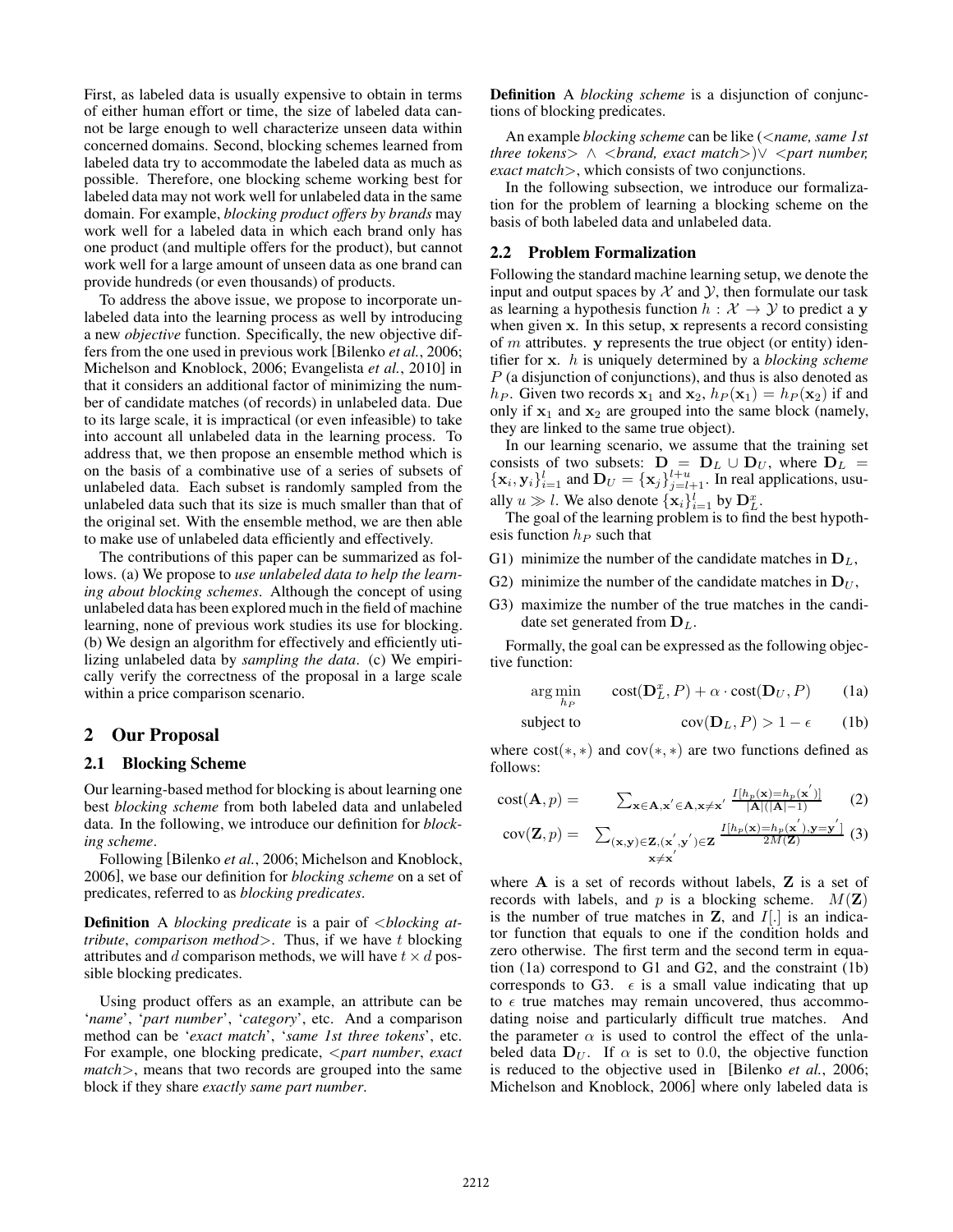First, as labeled data is usually expensive to obtain in terms of either human effort or time, the size of labeled data cannot be large enough to well characterize unseen data within concerned domains. Second, blocking schemes learned from labeled data try to accommodate the labeled data as much as possible. Therefore, one blocking scheme working best for labeled data may not work well for unlabeled data in the same domain. For example, *blocking product offers by brands* may work well for a labeled data in which each brand only has one product (and multiple offers for the product), but cannot work well for a large amount of unseen data as one brand can provide hundreds (or even thousands) of products.

To address the above issue, we propose to incorporate unlabeled data into the learning process as well by introducing a new *objective* function. Specifically, the new objective differs from the one used in previous work [Bilenko *et al.*, 2006; Michelson and Knoblock, 2006; Evangelista *et al.*, 2010] in that it considers an additional factor of minimizing the number of candidate matches (of records) in unlabeled data. Due to its large scale, it is impractical (or even infeasible) to take into account all unlabeled data in the learning process. To address that, we then propose an ensemble method which is on the basis of a combinative use of a series of subsets of unlabeled data. Each subset is randomly sampled from the unlabeled data such that its size is much smaller than that of the original set. With the ensemble method, we are then able to make use of unlabeled data efficiently and effectively.

The contributions of this paper can be summarized as follows. (a) We propose to *use unlabeled data to help the learning about blocking schemes*. Although the concept of using unlabeled data has been explored much in the field of machine learning, none of previous work studies its use for blocking. (b) We design an algorithm for effectively and efficiently utilizing unlabeled data by *sampling the data*. (c) We empirically verify the correctness of the proposal in a large scale within a price comparison scenario.

## 2 Our Proposal

### 2.1 Blocking Scheme

Our learning-based method for blocking is about learning one best *blocking scheme* from both labeled data and unlabeled data. In the following, we introduce our definition for *blocking scheme*.

Following [Bilenko *et al.*, 2006; Michelson and Knoblock, 2006], we base our definition for *blocking scheme* on a set of predicates, referred to as *blocking predicates*.

**Definition** A *blocking predicate* is a pair of <*blocking attribute*, *comparison method*>. Thus, if we have $t$ blocking attributes and $d$ comparison methods, we will have $t \times d$ possible blocking predicates.

Using product offers as an example, an attribute can be '*name*', '*part number*', '*category*', etc. And a comparison method can be '*exact match*', '*same 1st three tokens*', etc. For example, one blocking predicate, <*part number*, *exact match*>, means that two records are grouped into the same block if they share *exactly same part number*.

**Definition** A *blocking scheme* is a disjunction of conjunctions of blocking predicates.

An example *blocking scheme* can be like (<*name, same 1st three tokens*> $\wedge$ <*brand, exact match*>)$\vee$ <*part number, exact match*>, which consists of two conjunctions.

In the following subsection, we introduce our formalization for the problem of learning a blocking scheme on the basis of both labeled data and unlabeled data.

### 2.2 Problem Formalization

Following the standard machine learning setup, we denote the input and output spaces by $\mathcal{X}$ and $\mathcal{Y}$, then formulate our task as learning a hypothesis function $h : \mathcal{X} \rightarrow \mathcal{Y}$ to predict a $\mathbf{y}$ when given $\mathbf{x}$. In this setup, $\mathbf{x}$ represents a record consisting of $m$ attributes. $\mathbf{y}$ represents the true object (or entity) identifier for $\mathbf{x}$. $h$ is uniquely determined by a *blocking scheme* $P$ (a disjunction of conjunctions), and thus is also denoted as $h_P$. Given two records $\mathbf{x}_1$ and $\mathbf{x}_2$, $h_P(\mathbf{x}_1) = h_P(\mathbf{x}_2)$ if and only if $\mathbf{x}_1$ and $\mathbf{x}_2$ are grouped into the same block (namely, they are linked to the same true object).

In our learning scenario, we assume that the training set consists of two subsets: $\mathbf{D} = \mathbf{D}_L \cup \mathbf{D}_U$, where $\mathbf{D}_L = \{\mathbf{x}_i, \mathbf{y}_i\}_{i=1}^{l}$ and $\mathbf{D}_U = \{\mathbf{x}_j\}_{j=l+1}^{l+u}$. In real applications, usually $u \gg l$. We also denote $\{\mathbf{x}_i\}_{i=1}^{l}$ by $\mathbf{D}_L^x$.

The goal of the learning problem is to find the best hypothesis function $h_P$ such that

- G1) minimize the number of the candidate matches in $\mathbf{D}_L$,
- G2) minimize the number of the candidate matches in $\mathbf{D}_U$,
- G3) maximize the number of the true matches in the candidate set generated from $\mathbf{D}_L$.

Formally, the goal can be expressed as the following objective function:

$$\arg\min_{h_P} \quad \text{cost}(\mathbf{D}_L^x, P) + \alpha \cdot \text{cost}(\mathbf{D}_U, P) \tag{1a}$$

$$\text{subject to} \quad \text{cov}(\mathbf{D}_L, P) > 1 - \epsilon \tag{1b}$$

where $\text{cost}(*, *)$ and $\text{cov}(*, *)$ are two functions defined as follows:

$$\text{cost}(\mathbf{A}, p) = \sum_{\mathbf{x} \in \mathbf{A}, \mathbf{x}' \in \mathbf{A}, \mathbf{x} \neq \mathbf{x}'} \frac{I[h_p(\mathbf{x}) = h_p(\mathbf{x}')]}{|\mathbf{A}|(|\mathbf{A}|-1)} \tag{2}$$

$$\text{cov}(\mathbf{Z}, p) = \sum_{\substack{(\mathbf{x}, \mathbf{y}) \in \mathbf{Z}, (\mathbf{x}', \mathbf{y}') \in \mathbf{Z} \\ \mathbf{x} \neq \mathbf{x}'}} \frac{I[h_p(\mathbf{x}) = h_p(\mathbf{x}'), \mathbf{y} = \mathbf{y}']}{2M(\mathbf{Z})} \tag{3}$$

where $\mathbf{A}$ is a set of records without labels, $\mathbf{Z}$ is a set of records with labels, and $p$ is a blocking scheme. $M(\mathbf{Z})$ is the number of true matches in $\mathbf{Z}$, and $I[.]$ is an indicator function that equals to one if the condition holds and zero otherwise. The first term and the second term in equation (1a) correspond to G1 and G2, and the constraint (1b) corresponds to G3. $\epsilon$ is a small value indicating that up to $\epsilon$ true matches may remain uncovered, thus accommodating noise and particularly difficult true matches. And the parameter $\alpha$ is used to control the effect of the unlabeled data $\mathbf{D}_U$. If $\alpha$ is set to 0.0, the objective function is reduced to the objective used in [Bilenko *et al.*, 2006; Michelson and Knoblock, 2006] where only labeled data is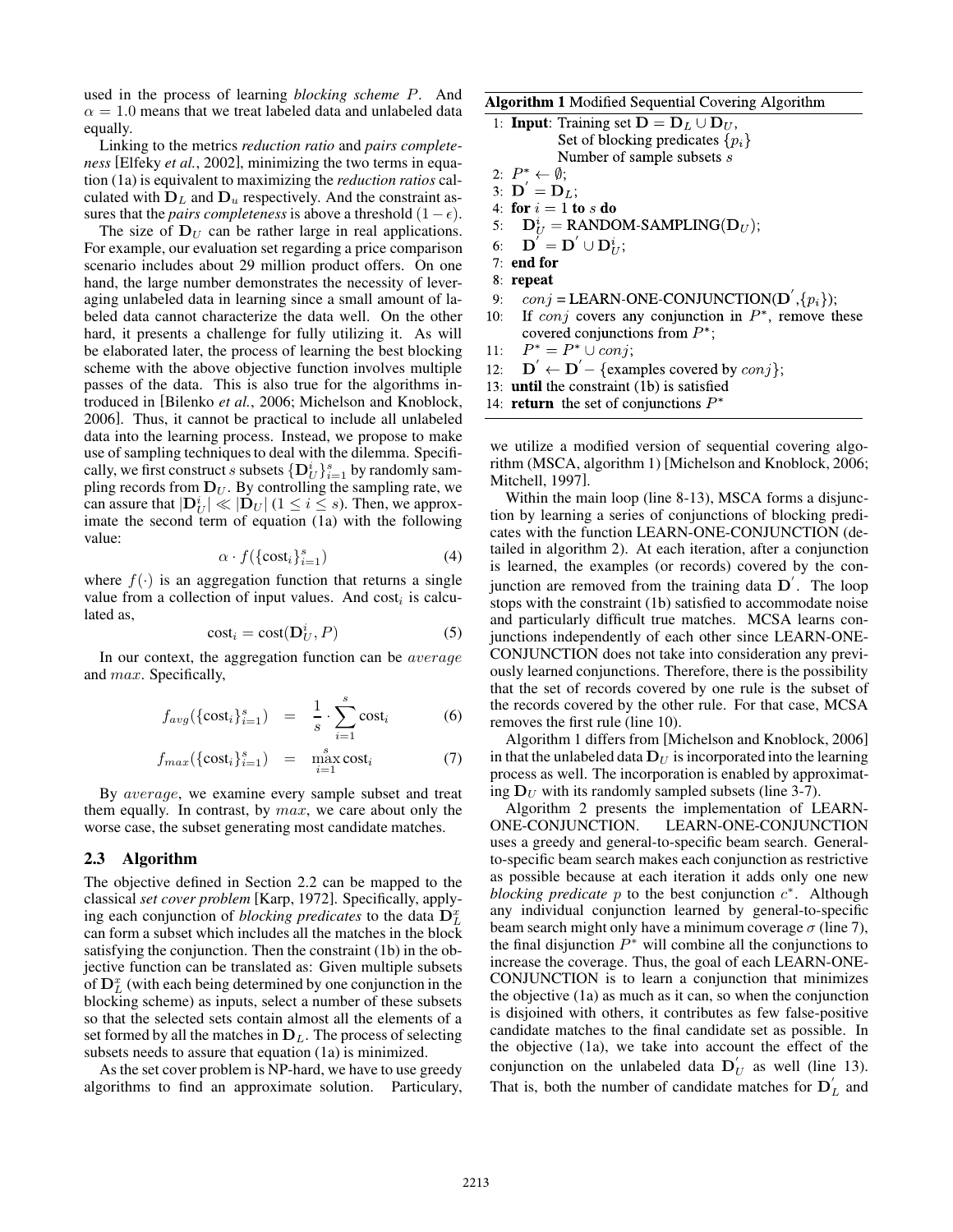used in the process of learning *blocking scheme* $P$. And $\alpha = 1.0$ means that we treat labeled data and unlabeled data equally.

Linking to the metrics *reduction ratio* and *pairs completeness* [Elfeky *et al.*, 2002], minimizing the two terms in equation (1a) is equivalent to maximizing the *reduction ratios* calculated with $\mathbf{D}_L$ and $\mathbf{D}_u$ respectively. And the constraint assures that the *pairs completeness* is above a threshold $(1 - \epsilon)$.

The size of $\mathbf{D}_U$ can be rather large in real applications. For example, our evaluation set regarding a price comparison scenario includes about 29 million product offers. On one hand, the large number demonstrates the necessity of leveraging unlabeled data in learning since a small amount of labeled data cannot characterize the data well. On the other hard, it presents a challenge for fully utilizing it. As will be elaborated later, the process of learning the best blocking scheme with the above objective function involves multiple passes of the data. This is also true for the algorithms introduced in [Bilenko *et al.*, 2006; Michelson and Knoblock, 2006]. Thus, it cannot be practical to include all unlabeled data into the learning process. Instead, we propose to make use of sampling techniques to deal with the dilemma. Specifically, we first construct $s$ subsets $\{\mathbf{D}_U^i\}_{i=1}^s$ by randomly sampling records from $\mathbf{D}_U$. By controlling the sampling rate, we can assure that $|\mathbf{D}_U^i| \ll |\mathbf{D}_U|$ $(1 \le i \le s)$. Then, we approximate the second term of equation (1a) with the following value:

$$\alpha \cdot f(\{\text{cost}_i\}_{i=1}^s) \tag{4}$$

where $f(\cdot)$ is an aggregation function that returns a single value from a collection of input values. And $\text{cost}_i$ is calculated as,

$$\text{cost}_i = \text{cost}(\mathbf{D}_U^i, P) \tag{5}$$

In our context, the aggregation function can be *average* and *max*. Specifically,

$$f_{avg}(\{\text{cost}_i\}_{i=1}^s) = \frac{1}{s} \cdot \sum_{i=1}^{s} \text{cost}_i \tag{6}$$

$$f_{max}(\{\text{cost}_i\}_{i=1}^s) = \max_{i=1}^{s} \text{cost}_i \tag{7}$$

By *average*, we examine every sample subset and treat them equally. In contrast, by *max*, we care about only the worse case, the subset generating most candidate matches.

## 2.3 Algorithm

The objective defined in Section 2.2 can be mapped to the classical *set cover problem* [Karp, 1972]. Specifically, applying each conjunction of *blocking predicates* to the data $\mathbf{D}_L^x$ can form a subset which includes all the matches in the block satisfying the conjunction. Then the constraint (1b) in the objective function can be translated as: Given multiple subsets of $\mathbf{D}_L^x$ (with each being determined by one conjunction in the blocking scheme) as inputs, select a number of these subsets so that the selected sets contain almost all the elements of a set formed by all the matches in $\mathbf{D}_L$. The process of selecting subsets needs to assure that equation (1a) is minimized.

As the set cover problem is NP-hard, we have to use greedy algorithms to find an approximate solution. Particulary, we utilize a modified version of sequential covering algorithm (MSCA, algorithm 1) [Michelson and Knoblock, 2006; Mitchell, 1997].

**Algorithm 1** Modified Sequential Covering Algorithm

```
1:  Input: Training set D = D_L ∪ D_U,
           Set of blocking predicates {p_i}
           Number of sample subsets s
2:  P* ← ∅;
3:  D' = D_L;
4:  for i = 1 to s do
5:     D_U^i = RANDOM-SAMPLING(D_U);
6:     D' = D' ∪ D_U^i;
7:  end for
8:  repeat
9:     conj = LEARN-ONE-CONJUNCTION(D', {p_i});
10:    If conj covers any conjunction in P*, remove these
       covered conjunctions from P*;
11:    P* = P* ∪ conj;
12:    D' ← D' − {examples covered by conj};
13: until the constraint (1b) is satisfied
14: return the set of conjunctions P*
```

Within the main loop (line 8-13), MSCA forms a disjunction by learning a series of conjunctions of blocking predicates with the function LEARN-ONE-CONJUNCTION (detailed in algorithm 2). At each iteration, after a conjunction is learned, the examples (or records) covered by the conjunction are removed from the training data $\mathbf{D}'$. The loop stops with the constraint (1b) satisfied to accommodate noise and particularly difficult true matches. MCSA learns conjunctions independently of each other since LEARN-ONE-CONJUNCTION does not take into consideration any previously learned conjunctions. Therefore, there is the possibility that the set of records covered by one rule is the subset of the records covered by the other rule. For that case, MCSA removes the first rule (line 10).

Algorithm 1 differs from [Michelson and Knoblock, 2006] in that the unlabeled data $\mathbf{D}_U$ is incorporated into the learning process as well. The incorporation is enabled by approximating $\mathbf{D}_U$ with its randomly sampled subsets (line 3-7).

Algorithm 2 presents the implementation of LEARN-ONE-CONJUNCTION. LEARN-ONE-CONJUNCTION uses a greedy and general-to-specific beam search. General-to-specific beam search makes each conjunction as restrictive as possible because at each iteration it adds only one new *blocking predicate* $p$ to the best conjunction $c^*$. Although any individual conjunction learned by general-to-specific beam search might only have a minimum coverage $\sigma$ (line 7), the final disjunction $P^*$ will combine all the conjunctions to increase the coverage. Thus, the goal of each LEARN-ONE-CONJUNCTION is to learn a conjunction that minimizes the objective (1a) as much as it can, so when the conjunction is disjoined with others, it contributes as few false-positive candidate matches to the final candidate set as possible. In the objective (1a), we take into account the effect of the conjunction on the unlabeled data $\mathbf{D}_U'$ as well (line 13). That is, both the number of candidate matches for $\mathbf{D}_L'$ and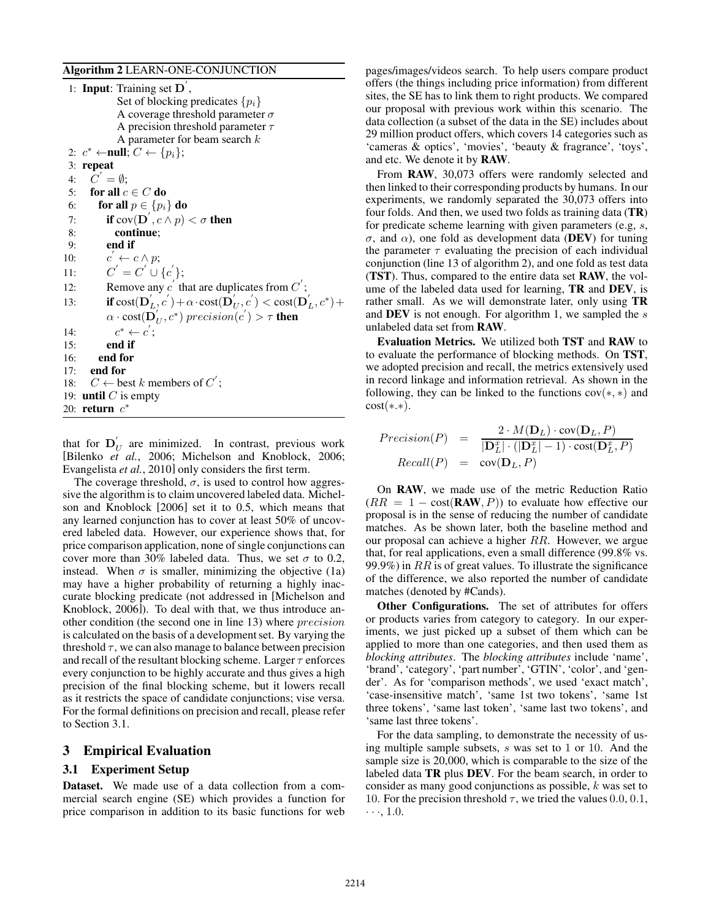**Algorithm 2** LEARN-ONE-CONJUNCTION

```
1: Input: Training set D'
          Set of blocking predicates {p_i}
          A coverage threshold parameter σ
          A precision threshold parameter τ
          A parameter for beam search k
2: c* ← null; C ← {p_i};
3: repeat
4:   C' = ∅;
5:   for all c ∈ C do
6:     for all p ∈ {p_i} do
7:       if cov(D', c ∧ p) < σ then
8:         continue;
9:       end if
10:      c' ← c ∧ p;
11:      C' = C' ∪ {c'};
12:      Remove any c' that are duplicates from C';
13:      if cost(D'_L, c') + α·cost(D'_U, c') < cost(D'_L, c*) +
           α·cost(D'_U, c*) precision(c') > τ then
14:        c* ← c';
15:      end if
16:    end for
17:  end for
18:  C ← best k members of C';
19: until C is empty
20: return c*
```

that for $\mathbf{D}_U^{'}$ are minimized. In contrast, previous work [Bilenko *et al.*, 2006; Michelson and Knoblock, 2006; Evangelista *et al.*, 2010] only considers the first term.

The coverage threshold, $\sigma$, is used to control how aggressive the algorithm is to claim uncovered labeled data. Michelson and Knoblock [2006] set it to 0.5, which means that any learned conjunction has to cover at least 50% of uncovered labeled data. However, our experience shows that, for price comparison application, none of single conjunctions can cover more than 30% labeled data. Thus, we set $\sigma$ to 0.2, instead. When $\sigma$ is smaller, minimizing the objective (1a) may have a higher probability of returning a highly inaccurate blocking predicate (not addressed in [Michelson and Knoblock, 2006]). To deal with that, we thus introduce another condition (the second one in line 13) where *precision* is calculated on the basis of a development set. By varying the threshold $\tau$, we can also manage to balance between precision and recall of the resultant blocking scheme. Larger $\tau$ enforces every conjunction to be highly accurate and thus gives a high precision of the final blocking scheme, but it lowers recall as it restricts the space of candidate conjunctions; vise versa. For the formal definitions on precision and recall, please refer to Section 3.1.

## 3 Empirical Evaluation

### 3.1 Experiment Setup

**Dataset.** We made use of a data collection from a commercial search engine (SE) which provides a function for price comparison in addition to its basic functions for web pages/images/videos search. To help users compare product offers (the things including price information) from different sites, the SE has to link them to right products. We compared our proposal with previous work within this scenario. The data collection (a subset of the data in the SE) includes about 29 million product offers, which covers 14 categories such as 'cameras & optics', 'movies', 'beauty & fragrance', 'toys', and etc. We denote it by **RAW**.

From **RAW**, 30,073 offers were randomly selected and then linked to their corresponding products by humans. In our experiments, we randomly separated the 30,073 offers into four folds. And then, we used two folds as training data (**TR**) for predicate scheme learning with given parameters (e.g, $s$, $\sigma$, and $\alpha$), one fold as development data (**DEV**) for tuning the parameter $\tau$ evaluating the precision of each individual conjunction (line 13 of algorithm 2), and one fold as test data (**TST**). Thus, compared to the entire data set **RAW**, the volume of the labeled data used for learning, **TR** and **DEV**, is rather small. As we will demonstrate later, only using **TR** and **DEV** is not enough. For algorithm 1, we sampled the $s$ unlabeled data set from **RAW**.

**Evaluation Metrics.** We utilized both **TST** and **RAW** to to evaluate the performance of blocking methods. On **TST**, we adopted precision and recall, the metrics extensively used in record linkage and information retrieval. As shown in the following, they can be linked to the functions $\text{cov}(*,*)$ and $\text{cost}(*.*)$.

$$Precision(P) = \frac{2 \cdot M(\mathbf{D}_L) \cdot \text{cov}(\mathbf{D}_L, P)}{|\mathbf{D}_L^x| \cdot (|\mathbf{D}_L^x| - 1) \cdot \text{cost}(\mathbf{D}_L^x, P)}$$

$$Recall(P) = \text{cov}(\mathbf{D}_L, P)$$

On **RAW**, we made use of the metric Reduction Ratio ($RR = 1 - \text{cost}(\mathbf{RAW}, P)$) to evaluate how effective our proposal is in the sense of reducing the number of candidate matches. As be shown later, both the baseline method and our proposal can achieve a higher $RR$. However, we argue that, for real applications, even a small difference (99.8% vs. 99.9%) in $RR$ is of great values. To illustrate the significance of the difference, we also reported the number of candidate matches (denoted by #Cands).

**Other Configurations.** The set of attributes for offers or products varies from category to category. In our experiments, we just picked up a subset of them which can be applied to more than one categories, and then used them as *blocking attributes*. The *blocking attributes* include 'name', 'brand', 'category', 'part number', 'GTIN', 'color', and 'gender'. As for 'comparison methods', we used 'exact match', 'case-insensitive match', 'same 1st two tokens', 'same 1st three tokens', 'same last token', 'same last two tokens', and 'same last three tokens'.

For the data sampling, to demonstrate the necessity of using multiple sample subsets, $s$ was set to 1 or 10. And the sample size is 20,000, which is comparable to the size of the labeled data **TR** plus **DEV**. For the beam search, in order to consider as many good conjunctions as possible, $k$ was set to 10. For the precision threshold $\tau$, we tried the values $0.0, 0.1, \cdots, 1.0$.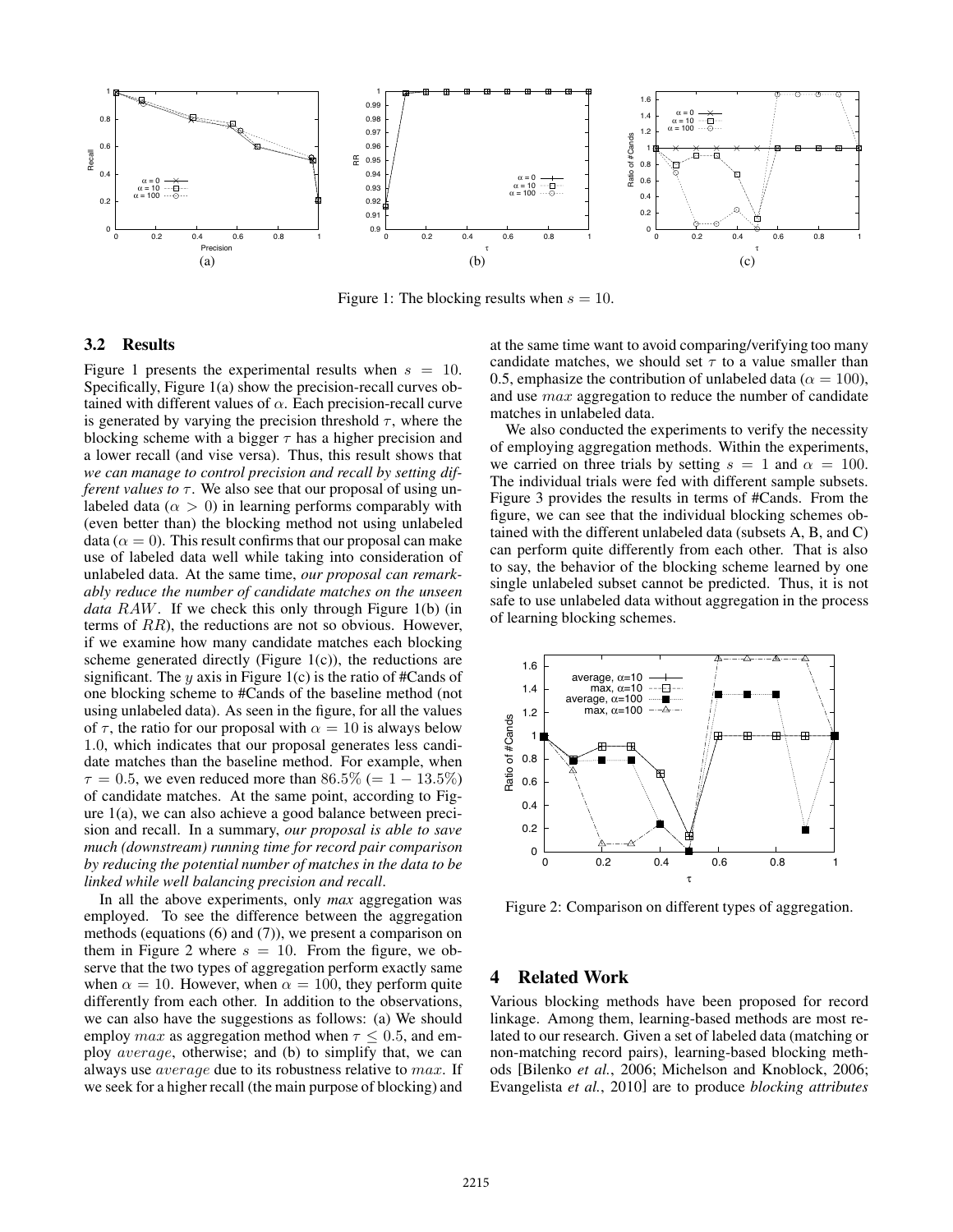Figure 1: The blocking results when $s = 10$.

### 3.2 Results

Figure 1 presents the experimental results when $s = 10$. Specifically, Figure 1(a) show the precision-recall curves obtained with different values of $\alpha$. Each precision-recall curve is generated by varying the precision threshold $\tau$, where the blocking scheme with a bigger $\tau$ has a higher precision and a lower recall (and vise versa). Thus, this result shows that *we can manage to control precision and recall by setting different values to* $\tau$. We also see that our proposal of using unlabeled data ($\alpha > 0$) in learning performs comparably with (even better than) the blocking method not using unlabeled data ($\alpha = 0$). This result confirms that our proposal can make use of labeled data well while taking into consideration of unlabeled data. At the same time, *our proposal can remarkably reduce the number of candidate matches on the unseen data* $RAW$. If we check this only through Figure 1(b) (in terms of $RR$), the reductions are not so obvious. However, if we examine how many candidate matches each blocking scheme generated directly (Figure 1(c)), the reductions are significant. The $y$ axis in Figure 1(c) is the ratio of #Cands of one blocking scheme to #Cands of the baseline method (not using unlabeled data). As seen in the figure, for all the values of $\tau$, the ratio for our proposal with $\alpha = 10$ is always below 1.0, which indicates that our proposal generates less candidate matches than the baseline method. For example, when $\tau = 0.5$, we even reduced more than $86.5\% (= 1 - 13.5\%)$ of candidate matches. At the same point, according to Figure 1(a), we can also achieve a good balance between precision and recall. In a summary, *our proposal is able to save much (downstream) running time for record pair comparison by reducing the potential number of matches in the data to be linked while well balancing precision and recall*.

In all the above experiments, only *max* aggregation was employed. To see the difference between the aggregation methods (equations (6) and (7)), we present a comparison on them in Figure 2 where $s = 10$. From the figure, we observe that the two types of aggregation perform exactly same when $\alpha = 10$. However, when $\alpha = 100$, they perform quite differently from each other. In addition to the observations, we can also have the suggestions as follows: (a) We should employ $max$ as aggregation method when $\tau \leq 0.5$, and employ $average$, otherwise; and (b) to simplify that, we can always use $average$ due to its robustness relative to $max$. If we seek for a higher recall (the main purpose of blocking) and at the same time want to avoid comparing/verifying too many candidate matches, we should set $\tau$ to a value smaller than 0.5, emphasize the contribution of unlabeled data ($\alpha = 100$), and use $max$ aggregation to reduce the number of candidate matches in unlabeled data.

We also conducted the experiments to verify the necessity of employing aggregation methods. Within the experiments, we carried on three trials by setting $s = 1$ and $\alpha = 100$. The individual trials were fed with different sample subsets. Figure 3 provides the results in terms of #Cands. From the figure, we can see that the individual blocking schemes obtained with the different unlabeled data (subsets A, B, and C) can perform quite differently from each other. That is also to say, the behavior of the blocking scheme learned by one single unlabeled subset cannot be predicted. Thus, it is not safe to use unlabeled data without aggregation in the process of learning blocking schemes.

Figure 2: Comparison on different types of aggregation.

## 4 Related Work

Various blocking methods have been proposed for record linkage. Among them, learning-based methods are most related to our research. Given a set of labeled data (matching or non-matching record pairs), learning-based blocking methods [Bilenko *et al.*, 2006; Michelson and Knoblock, 2006; Evangelista *et al.*, 2010] are to produce *blocking attributes*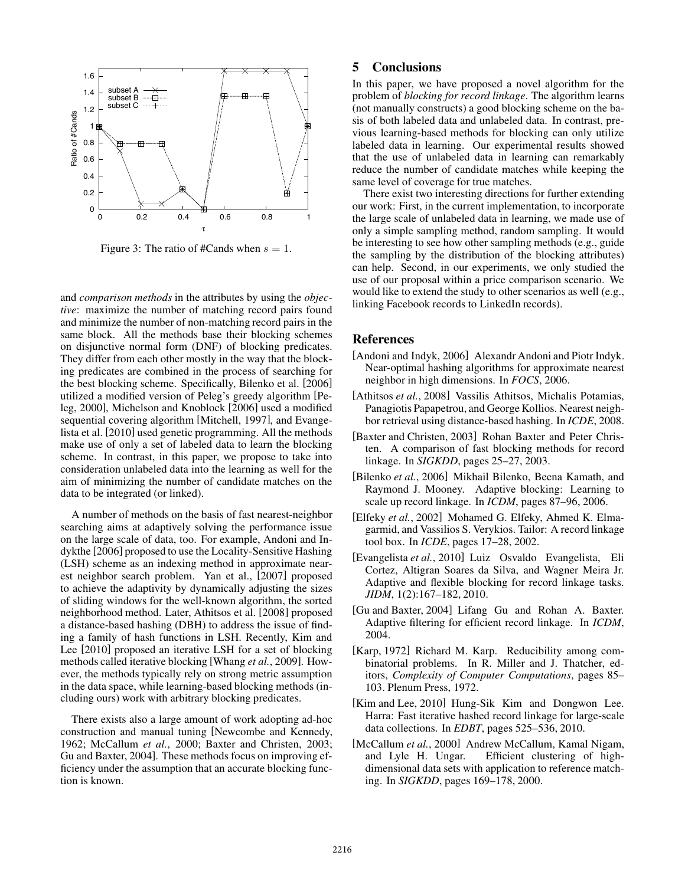Figure 3: The ratio of #Cands when $s = 1$.

and *comparison methods* in the attributes by using the *objective*: maximize the number of matching record pairs found and minimize the number of non-matching record pairs in the same block. All the methods base their blocking schemes on disjunctive normal form (DNF) of blocking predicates. They differ from each other mostly in the way that the blocking predicates are combined in the process of searching for the best blocking scheme. Specifically, Bilenko et al. [2006] utilized a modified version of Peleg's greedy algorithm [Peleg, 2000], Michelson and Knoblock [2006] used a modified sequential covering algorithm [Mitchell, 1997], and Evangelista et al. [2010] used genetic programming. All the methods make use of only a set of labeled data to learn the blocking scheme. In contrast, in this paper, we propose to take into consideration unlabeled data into the learning as well for the aim of minimizing the number of candidate matches on the data to be integrated (or linked).

A number of methods on the basis of fast nearest-neighbor searching aims at adaptively solving the performance issue on the large scale of data, too. For example, Andoni and Indykthe [2006] proposed to use the Locality-Sensitive Hashing (LSH) scheme as an indexing method in approximate nearest neighbor search problem. Yan et al., [2007] proposed to achieve the adaptivity by dynamically adjusting the sizes of sliding windows for the well-known algorithm, the sorted neighborhood method. Later, Athitsos et al. [2008] proposed a distance-based hashing (DBH) to address the issue of finding a family of hash functions in LSH. Recently, Kim and Lee [2010] proposed an iterative LSH for a set of blocking methods called iterative blocking [Whang *et al.*, 2009]. However, the methods typically rely on strong metric assumption in the data space, while learning-based blocking methods (including ours) work with arbitrary blocking predicates.

There exists also a large amount of work adopting ad-hoc construction and manual tuning [Newcombe and Kennedy, 1962; McCallum *et al.*, 2000; Baxter and Christen, 2003; Gu and Baxter, 2004]. These methods focus on improving efficiency under the assumption that an accurate blocking function is known.

## 5 Conclusions

In this paper, we have proposed a novel algorithm for the problem of *blocking for record linkage*. The algorithm learns (not manually constructs) a good blocking scheme on the basis of both labeled data and unlabeled data. In contrast, previous learning-based methods for blocking can only utilize labeled data in learning. Our experimental results showed that the use of unlabeled data in learning can remarkably reduce the number of candidate matches while keeping the same level of coverage for true matches.

There exist two interesting directions for further extending our work: First, in the current implementation, to incorporate the large scale of unlabeled data in learning, we made use of only a simple sampling method, random sampling. It would be interesting to see how other sampling methods (e.g., guide the sampling by the distribution of the blocking attributes) can help. Second, in our experiments, we only studied the use of our proposal within a price comparison scenario. We would like to extend the study to other scenarios as well (e.g., linking Facebook records to LinkedIn records).

## References

[Andoni and Indyk, 2006] Alexandr Andoni and Piotr Indyk. Near-optimal hashing algorithms for approximate nearest neighbor in high dimensions. In *FOCS*, 2006.

[Athitsos *et al.*, 2008] Vassilis Athitsos, Michalis Potamias, Panagiotis Papapetrou, and George Kollios. Nearest neighbor retrieval using distance-based hashing. In *ICDE*, 2008.

[Baxter and Christen, 2003] Rohan Baxter and Peter Christen. A comparison of fast blocking methods for record linkage. In *SIGKDD*, pages 25–27, 2003.

[Bilenko *et al.*, 2006] Mikhail Bilenko, Beena Kamath, and Raymond J. Mooney. Adaptive blocking: Learning to scale up record linkage. In *ICDM*, pages 87–96, 2006.

[Elfeky *et al.*, 2002] Mohamed G. Elfeky, Ahmed K. Elmagarmid, and Vassilios S. Verykios. Tailor: A record linkage tool box. In *ICDE*, pages 17–28, 2002.

[Evangelista *et al.*, 2010] Luiz Osvaldo Evangelista, Eli Cortez, Altigran Soares da Silva, and Wagner Meira Jr. Adaptive and flexible blocking for record linkage tasks. *JIDM*, 1(2):167–182, 2010.

[Gu and Baxter, 2004] Lifang Gu and Rohan A. Baxter. Adaptive filtering for efficient record linkage. In *ICDM*, 2004.

[Karp, 1972] Richard M. Karp. Reducibility among combinatorial problems. In R. Miller and J. Thatcher, editors, *Complexity of Computer Computations*, pages 85–103. Plenum Press, 1972.

[Kim and Lee, 2010] Hung-Sik Kim and Dongwon Lee. Harra: Fast iterative hashed record linkage for large-scale data collections. In *EDBT*, pages 525–536, 2010.

[McCallum *et al.*, 2000] Andrew McCallum, Kamal Nigam, and Lyle H. Ungar. Efficient clustering of high-dimensional data sets with application to reference matching. In *SIGKDD*, pages 169–178, 2000.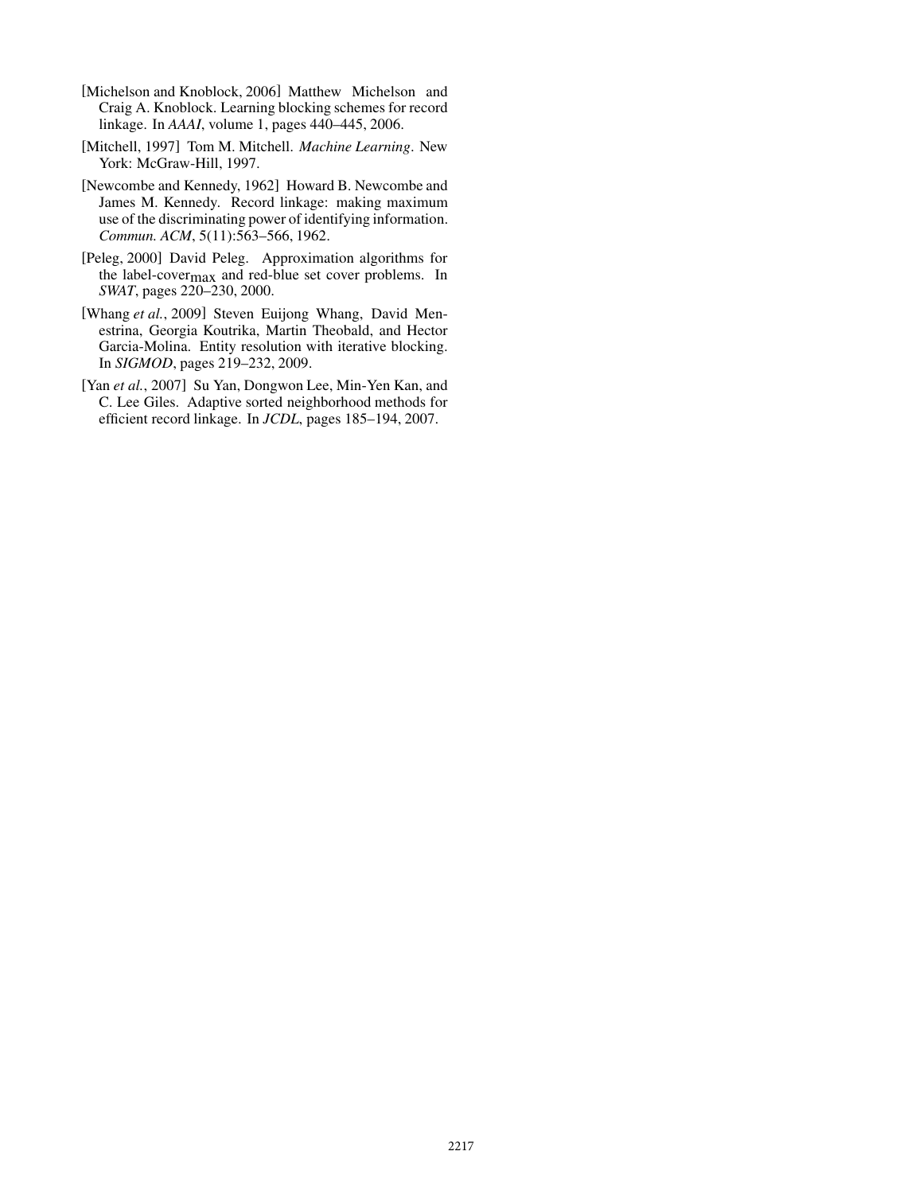[Michelson and Knoblock, 2006] Matthew Michelson and Craig A. Knoblock. Learning blocking schemes for record linkage. In *AAAI*, volume 1, pages 440–445, 2006.

[Mitchell, 1997] Tom M. Mitchell. *Machine Learning*. New York: McGraw-Hill, 1997.

[Newcombe and Kennedy, 1962] Howard B. Newcombe and James M. Kennedy. Record linkage: making maximum use of the discriminating power of identifying information. *Commun. ACM*, 5(11):563–566, 1962.

[Peleg, 2000] David Peleg. Approximation algorithms for the label-cover$_{\max}$ and red-blue set cover problems. In *SWAT*, pages 220–230, 2000.

[Whang *et al.*, 2009] Steven Euijong Whang, David Menestrina, Georgia Koutrika, Martin Theobald, and Hector Garcia-Molina. Entity resolution with iterative blocking. In *SIGMOD*, pages 219–232, 2009.

[Yan *et al.*, 2007] Su Yan, Dongwon Lee, Min-Yen Kan, and C. Lee Giles. Adaptive sorted neighborhood methods for efficient record linkage. In *JCDL*, pages 185–194, 2007.